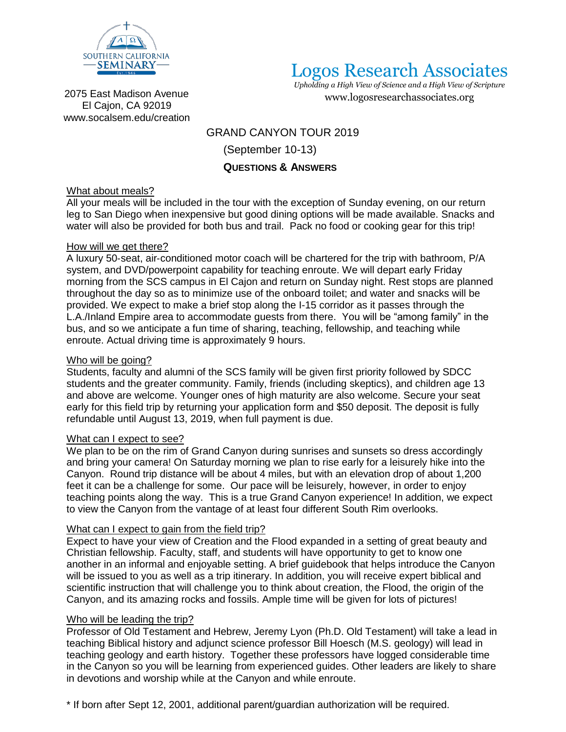SOUTHERN CALIFORNIA SEMINARY

Est. 1946

2075 East Madison Avenue
El Cajon, CA 92019
www.socalsem.edu/creation

# Logos Research Associates

*Upholding a High View of Science and a High View of Scripture*

www.logosresearchassociates.org

## GRAND CANYON TOUR 2019

(September 10-13)

**QUESTIONS & ANSWERS**

<u>What about meals?</u>
All your meals will be included in the tour with the exception of Sunday evening, on our return leg to San Diego when inexpensive but good dining options will be made available. Snacks and water will also be provided for both bus and trail. Pack no food or cooking gear for this trip!

<u>How will we get there?</u>
A luxury 50-seat, air-conditioned motor coach will be chartered for the trip with bathroom, P/A system, and DVD/powerpoint capability for teaching enroute. We will depart early Friday morning from the SCS campus in El Cajon and return on Sunday night. Rest stops are planned throughout the day so as to minimize use of the onboard toilet; and water and snacks will be provided. We expect to make a brief stop along the I-15 corridor as it passes through the L.A./Inland Empire area to accommodate guests from there. You will be "among family" in the bus, and so we anticipate a fun time of sharing, teaching, fellowship, and teaching while enroute. Actual driving time is approximately 9 hours.

<u>Who will be going?</u>
Students, faculty and alumni of the SCS family will be given first priority followed by SDCC students and the greater community. Family, friends (including skeptics), and children age 13 and above are welcome. Younger ones of high maturity are also welcome. Secure your seat early for this field trip by returning your application form and $50 deposit. The deposit is fully refundable until August 13, 2019, when full payment is due.

<u>What can I expect to see?</u>
We plan to be on the rim of Grand Canyon during sunrises and sunsets so dress accordingly and bring your camera! On Saturday morning we plan to rise early for a leisurely hike into the Canyon. Round trip distance will be about 4 miles, but with an elevation drop of about 1,200 feet it can be a challenge for some. Our pace will be leisurely, however, in order to enjoy teaching points along the way. This is a true Grand Canyon experience! In addition, we expect to view the Canyon from the vantage of at least four different South Rim overlooks.

<u>What can I expect to gain from the field trip?</u>
Expect to have your view of Creation and the Flood expanded in a setting of great beauty and Christian fellowship. Faculty, staff, and students will have opportunity to get to know one another in an informal and enjoyable setting. A brief guidebook that helps introduce the Canyon will be issued to you as well as a trip itinerary. In addition, you will receive expert biblical and scientific instruction that will challenge you to think about creation, the Flood, the origin of the Canyon, and its amazing rocks and fossils. Ample time will be given for lots of pictures!

<u>Who will be leading the trip?</u>
Professor of Old Testament and Hebrew, Jeremy Lyon (Ph.D. Old Testament) will take a lead in teaching Biblical history and adjunct science professor Bill Hoesch (M.S. geology) will lead in teaching geology and earth history. Together these professors have logged considerable time in the Canyon so you will be learning from experienced guides. Other leaders are likely to share in devotions and worship while at the Canyon and while enroute.

* If born after Sept 12, 2001, additional parent/guardian authorization will be required.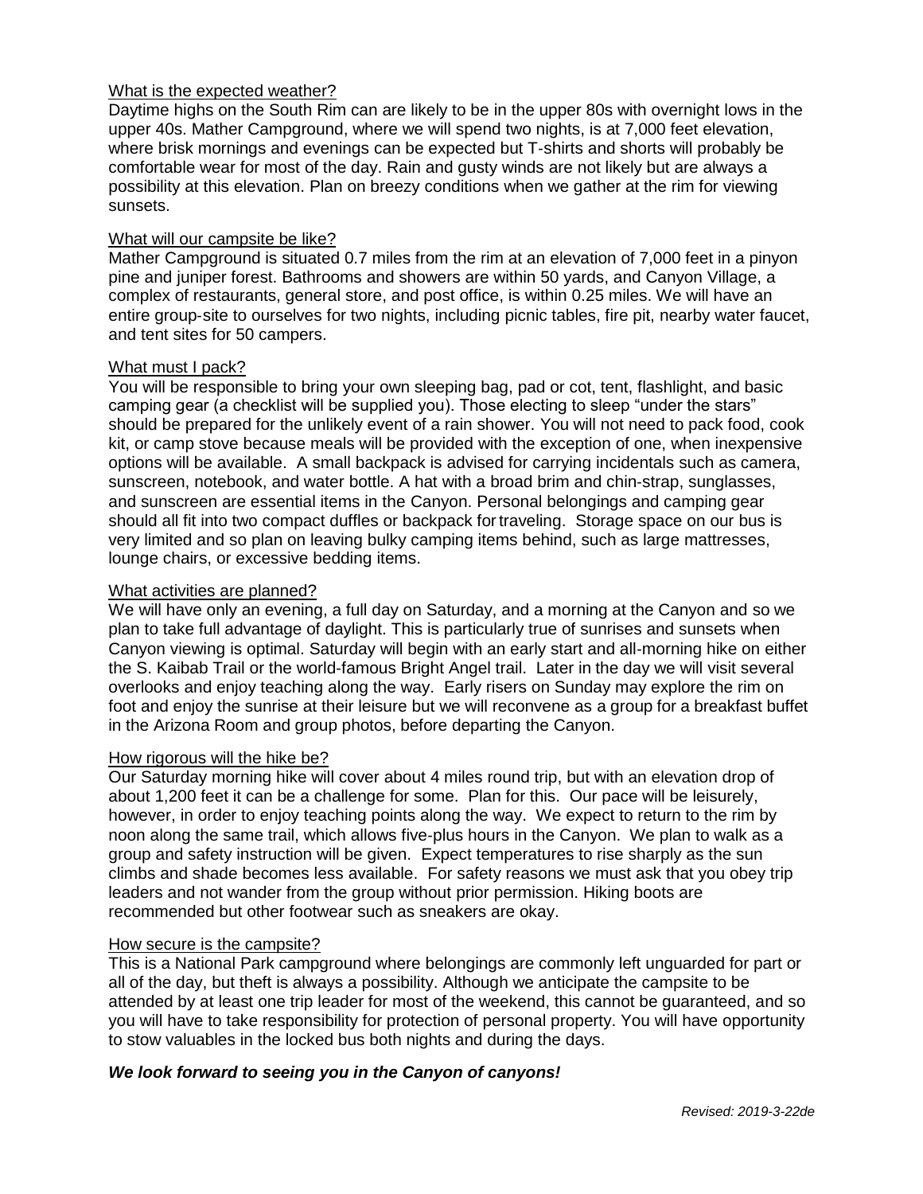## What is the expected weather?

Daytime highs on the South Rim can are likely to be in the upper 80s with overnight lows in the upper 40s. Mather Campground, where we will spend two nights, is at 7,000 feet elevation, where brisk mornings and evenings can be expected but T-shirts and shorts will probably be comfortable wear for most of the day. Rain and gusty winds are not likely but are always a possibility at this elevation. Plan on breezy conditions when we gather at the rim for viewing sunsets.

## What will our campsite be like?

Mather Campground is situated 0.7 miles from the rim at an elevation of 7,000 feet in a pinyon pine and juniper forest. Bathrooms and showers are within 50 yards, and Canyon Village, a complex of restaurants, general store, and post office, is within 0.25 miles. We will have an entire group-site to ourselves for two nights, including picnic tables, fire pit, nearby water faucet, and tent sites for 50 campers.

## What must I pack?

You will be responsible to bring your own sleeping bag, pad or cot, tent, flashlight, and basic camping gear (a checklist will be supplied you). Those electing to sleep "under the stars" should be prepared for the unlikely event of a rain shower. You will not need to pack food, cook kit, or camp stove because meals will be provided with the exception of one, when inexpensive options will be available. A small backpack is advised for carrying incidentals such as camera, sunscreen, notebook, and water bottle. A hat with a broad brim and chin-strap, sunglasses, and sunscreen are essential items in the Canyon. Personal belongings and camping gear should all fit into two compact duffles or backpack for traveling. Storage space on our bus is very limited and so plan on leaving bulky camping items behind, such as large mattresses, lounge chairs, or excessive bedding items.

## What activities are planned?

We will have only an evening, a full day on Saturday, and a morning at the Canyon and so we plan to take full advantage of daylight. This is particularly true of sunrises and sunsets when Canyon viewing is optimal. Saturday will begin with an early start and all-morning hike on either the S. Kaibab Trail or the world-famous Bright Angel trail. Later in the day we will visit several overlooks and enjoy teaching along the way. Early risers on Sunday may explore the rim on foot and enjoy the sunrise at their leisure but we will reconvene as a group for a breakfast buffet in the Arizona Room and group photos, before departing the Canyon.

## How rigorous will the hike be?

Our Saturday morning hike will cover about 4 miles round trip, but with an elevation drop of about 1,200 feet it can be a challenge for some. Plan for this. Our pace will be leisurely, however, in order to enjoy teaching points along the way. We expect to return to the rim by noon along the same trail, which allows five-plus hours in the Canyon. We plan to walk as a group and safety instruction will be given. Expect temperatures to rise sharply as the sun climbs and shade becomes less available. For safety reasons we must ask that you obey trip leaders and not wander from the group without prior permission. Hiking boots are recommended but other footwear such as sneakers are okay.

## How secure is the campsite?

This is a National Park campground where belongings are commonly left unguarded for part or all of the day, but theft is always a possibility. Although we anticipate the campsite to be attended by at least one trip leader for most of the weekend, this cannot be guaranteed, and so you will have to take responsibility for protection of personal property. You will have opportunity to stow valuables in the locked bus both nights and during the days.

***We look forward to seeing you in the Canyon of canyons!***

*Revised: 2019-3-22de*